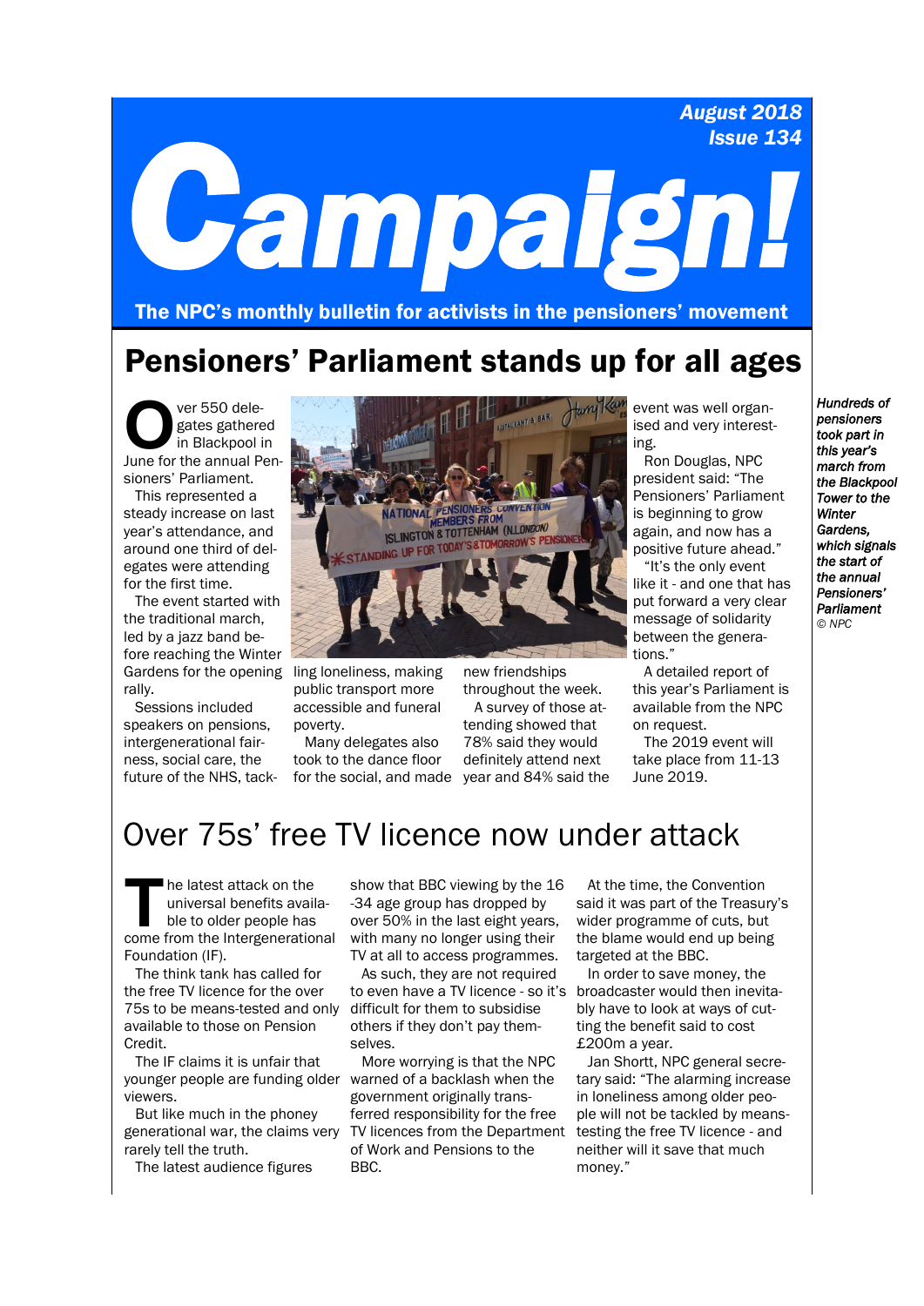August 2018
Issue 134

# Campaign!

**The NPC's monthly bulletin for activists in the pensioners' movement**

## Pensioners' Parliament stands up for all ages

Over 550 delegates gathered in Blackpool in June for the annual Pensioners' Parliament.

This represented a steady increase on last year's attendance, and around one third of delegates were attending for the first time.

The event started with the traditional march, led by a jazz band before reaching the Winter Gardens for the opening rally.

Sessions included speakers on pensions, intergenerational fairness, social care, the future of the NHS, tackling loneliness, making public transport more accessible and funeral poverty.

Many delegates also took to the dance floor for the social, and made new friendships throughout the week.

A survey of those attending showed that 78% said they would definitely attend next year and 84% said the event was well organised and very interesting.

Ron Douglas, NPC president said: "The Pensioners' Parliament is beginning to grow again, and now has a positive future ahead."

"It's the only event like it - and one that has put forward a very clear message of solidarity between the generations."

A detailed report of this year's Parliament is available from the NPC on request.

The 2019 event will take place from 11-13 June 2019.

*Hundreds of pensioners took part in this year's march from the Blackpool Tower to the Winter Gardens, which signals the start of the annual Pensioners' Parliament*
*© NPC*

## Over 75s' free TV licence now under attack

The latest attack on the universal benefits available to older people has come from the Intergenerational Foundation (IF).

The think tank has called for the free TV licence for the over 75s to be means-tested and only available to those on Pension Credit.

The IF claims it is unfair that younger people are funding older viewers.

But like much in the phoney generational war, the claims very rarely tell the truth.

The latest audience figures show that BBC viewing by the 16-34 age group has dropped by over 50% in the last eight years, with many no longer using their TV at all to access programmes.

As such, they are not required to even have a TV licence - so it's difficult for them to subsidise others if they don't pay themselves.

More worrying is that the NPC warned of a backlash when the government originally transferred responsibility for the free TV licences from the Department of Work and Pensions to the BBC.

At the time, the Convention said it was part of the Treasury's wider programme of cuts, but the blame would end up being targeted at the BBC.

In order to save money, the broadcaster would then inevitably have to look at ways of cutting the benefit said to cost £200m a year.

Jan Shortt, NPC general secretary said: "The alarming increase in loneliness among older people will not be tackled by means-testing the free TV licence - and neither will it save that much money."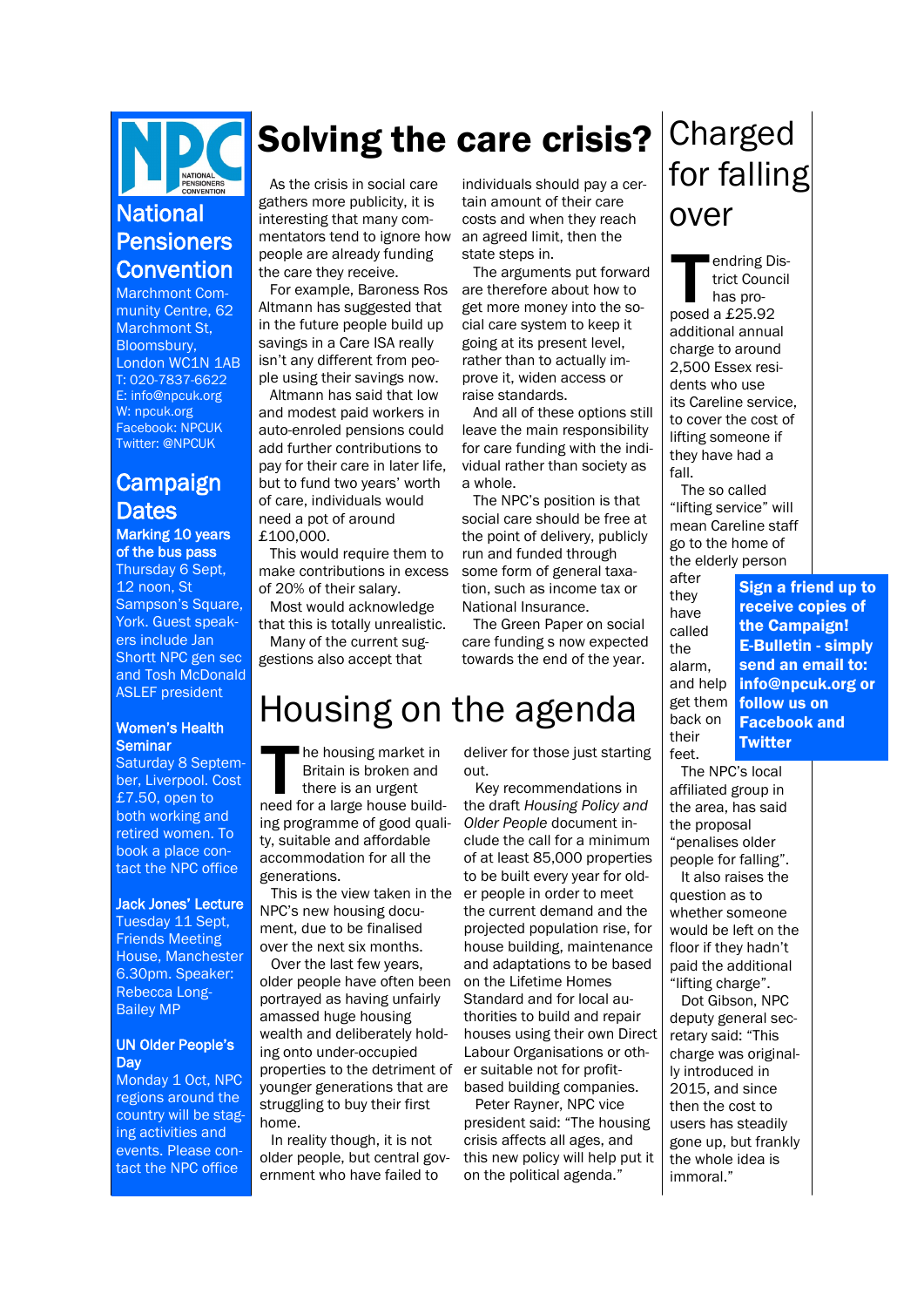# National Pensioners Convention

Marchmont Community Centre, 62 Marchmont St, Bloomsbury, London WC1N 1AB
T: 020-7837-6622
E: info@npcuk.org
W: npcuk.org
Facebook: NPCUK
Twitter: @NPCUK

## Campaign Dates

**Marking 10 years of the bus pass**
Thursday 6 Sept, 12 noon, St Sampson's Square, York. Guest speakers include Jan Shortt NPC gen sec and Tosh McDonald ASLEF president

**Women's Health Seminar**
Saturday 8 September, Liverpool. Cost £7.50, open to both working and retired women. To book a place contact the NPC office

**Jack Jones' Lecture**
Tuesday 11 Sept, Friends Meeting House, Manchester 6.30pm. Speaker: Rebecca Long-Bailey MP

**UN Older People's Day**
Monday 1 Oct, NPC regions around the country will be staging activities and events. Please contact the NPC office

# Solving the care crisis?

As the crisis in social care gathers more publicity, it is interesting that many commentators tend to ignore how people are already funding the care they receive.

For example, Baroness Ros Altmann has suggested that in the future people build up savings in a Care ISA really isn't any different from people using their savings now.

Altmann has said that low and modest paid workers in auto-enroled pensions could add further contributions to pay for their care in later life, but to fund two years' worth of care, individuals would need a pot of around £100,000.

This would require them to make contributions in excess of 20% of their salary.

Most would acknowledge that this is totally unrealistic.

Many of the current suggestions also accept that individuals should pay a certain amount of their care costs and when they reach an agreed limit, then the state steps in.

The arguments put forward are therefore about how to get more money into the social care system to keep it going at its present level, rather than to actually improve it, widen access or raise standards.

And all of these options still leave the main responsibility for care funding with the individual rather than society as a whole.

The NPC's position is that social care should be free at the point of delivery, publicly run and funded through some form of general taxation, such as income tax or National Insurance.

The Green Paper on social care funding s now expected towards the end of the year.

# Housing on the agenda

The housing market in Britain is broken and there is an urgent need for a large house building programme of good quality, suitable and affordable accommodation for all the generations.

This is the view taken in the NPC's new housing document, due to be finalised over the next six months.

Over the last few years, older people have often been portrayed as having unfairly amassed huge housing wealth and deliberately holding onto under-occupied properties to the detriment of younger generations that are struggling to buy their first home.

In reality though, it is not older people, but central government who have failed to deliver for those just starting out.

Key recommendations in the draft *Housing Policy and Older People* document include the call for a minimum of at least 85,000 properties to be built every year for older people in order to meet the current demand and the projected population rise, for house building, maintenance and adaptations to be based on the Lifetime Homes Standard and for local authorities to build and repair houses using their own Direct Labour Organisations or other suitable not for profit-based building companies.

Peter Rayner, NPC vice president said: "The housing crisis affects all ages, and this new policy will help put it on the political agenda."

# Charged for falling over

Tendring District Council has proposed a £25.92 additional annual charge to around 2,500 Essex residents who use its Careline service, to cover the cost of lifting someone if they have had a fall.

The so called "lifting service" will mean Careline staff go to the home of the elderly person after they have called the alarm, and help get them back on their feet.

The NPC's local affiliated group in the area, has said the proposal "penalises older people for falling".

It also raises the question as to whether someone would be left on the floor if they hadn't paid the additional "lifting charge".

Dot Gibson, NPC deputy general secretary said: "This charge was originally introduced in 2015, and since then the cost to users has steadily gone up, but frankly the whole idea is immoral."

**Sign a friend up to receive copies of the Campaign! E-Bulletin - simply send an email to: info@npcuk.org or follow us on Facebook and Twitter**